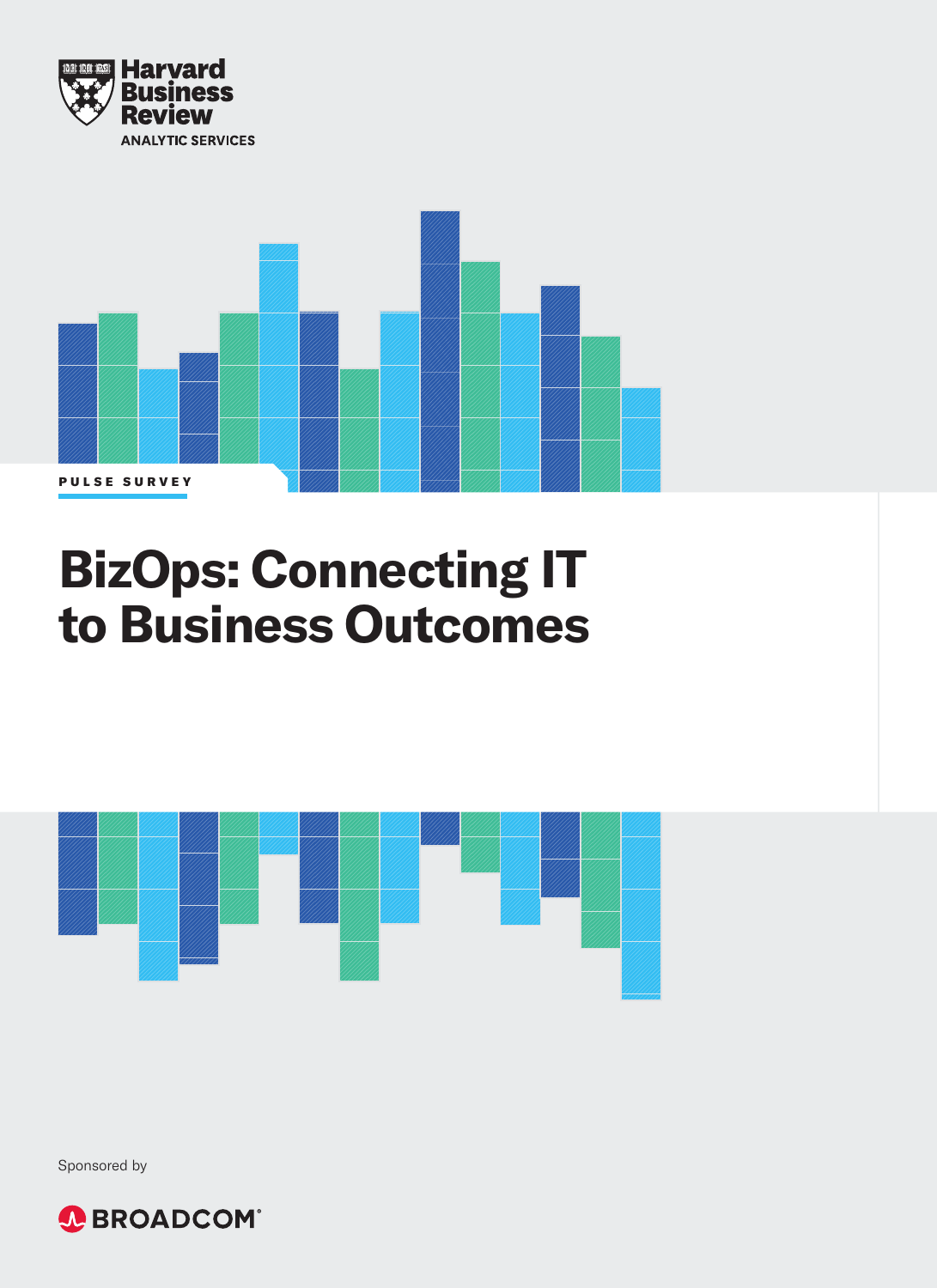Harvard Business Review

ANALYTIC SERVICES

PULSE SURVEY

# BizOps: Connecting IT to Business Outcomes

Sponsored by

BROADCOM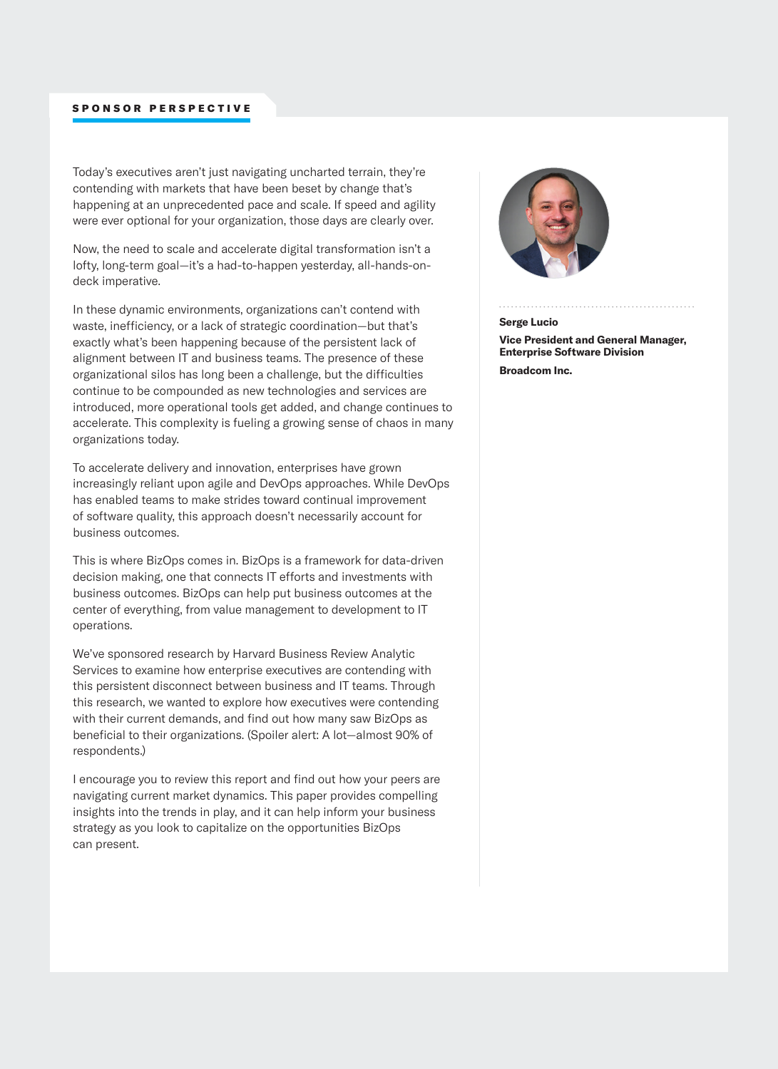## SPONSOR PERSPECTIVE

Today's executives aren't just navigating uncharted terrain, they're contending with markets that have been beset by change that's happening at an unprecedented pace and scale. If speed and agility were ever optional for your organization, those days are clearly over.

Now, the need to scale and accelerate digital transformation isn't a lofty, long-term goal—it's a had-to-happen yesterday, all-hands-on-deck imperative.

In these dynamic environments, organizations can't contend with waste, inefficiency, or a lack of strategic coordination—but that's exactly what's been happening because of the persistent lack of alignment between IT and business teams. The presence of these organizational silos has long been a challenge, but the difficulties continue to be compounded as new technologies and services are introduced, more operational tools get added, and change continues to accelerate. This complexity is fueling a growing sense of chaos in many organizations today.

To accelerate delivery and innovation, enterprises have grown increasingly reliant upon agile and DevOps approaches. While DevOps has enabled teams to make strides toward continual improvement of software quality, this approach doesn't necessarily account for business outcomes.

This is where BizOps comes in. BizOps is a framework for data-driven decision making, one that connects IT efforts and investments with business outcomes. BizOps can help put business outcomes at the center of everything, from value management to development to IT operations.

We've sponsored research by Harvard Business Review Analytic Services to examine how enterprise executives are contending with this persistent disconnect between business and IT teams. Through this research, we wanted to explore how executives were contending with their current demands, and find out how many saw BizOps as beneficial to their organizations. (Spoiler alert: A lot—almost 90% of respondents.)

I encourage you to review this report and find out how your peers are navigating current market dynamics. This paper provides compelling insights into the trends in play, and it can help inform your business strategy as you look to capitalize on the opportunities BizOps can present.

**Serge Lucio**

**Vice President and General Manager, Enterprise Software Division**

**Broadcom Inc.**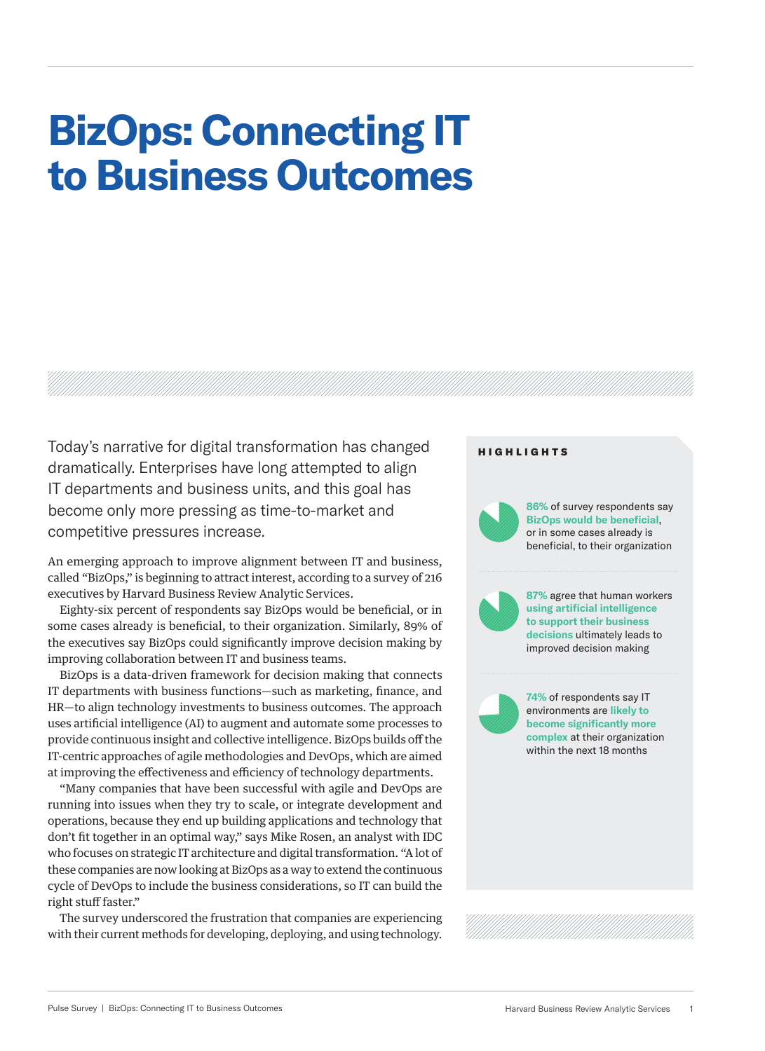# BizOps: Connecting IT to Business Outcomes

Today's narrative for digital transformation has changed dramatically. Enterprises have long attempted to align IT departments and business units, and this goal has become only more pressing as time-to-market and competitive pressures increase.

An emerging approach to improve alignment between IT and business, called "BizOps," is beginning to attract interest, according to a survey of 216 executives by Harvard Business Review Analytic Services.

Eighty-six percent of respondents say BizOps would be beneficial, or in some cases already is beneficial, to their organization. Similarly, 89% of the executives say BizOps could significantly improve decision making by improving collaboration between IT and business teams.

BizOps is a data-driven framework for decision making that connects IT departments with business functions—such as marketing, finance, and HR—to align technology investments to business outcomes. The approach uses artificial intelligence (AI) to augment and automate some processes to provide continuous insight and collective intelligence. BizOps builds off the IT-centric approaches of agile methodologies and DevOps, which are aimed at improving the effectiveness and efficiency of technology departments.

"Many companies that have been successful with agile and DevOps are running into issues when they try to scale, or integrate development and operations, because they end up building applications and technology that don't fit together in an optimal way," says Mike Rosen, an analyst with IDC who focuses on strategic IT architecture and digital transformation. "A lot of these companies are now looking at BizOps as a way to extend the continuous cycle of DevOps to include the business considerations, so IT can build the right stuff faster."

The survey underscored the frustration that companies are experiencing with their current methods for developing, deploying, and using technology.

**HIGHLIGHTS**

**86%** of survey respondents say **BizOps would be beneficial**, or in some cases already is beneficial, to their organization

**87%** agree that human workers **using artificial intelligence to support their business decisions** ultimately leads to improved decision making

**74%** of respondents say IT environments are **likely to become significantly more complex** at their organization within the next 18 months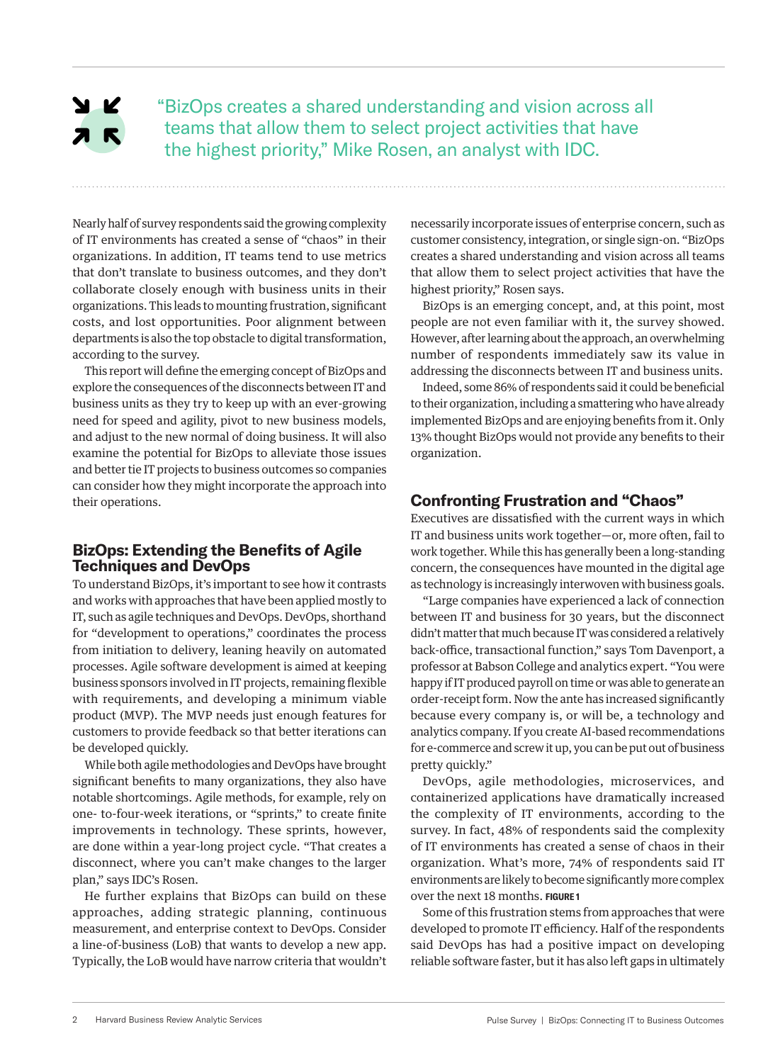> "BizOps creates a shared understanding and vision across all teams that allow them to select project activities that have the highest priority," Mike Rosen, an analyst with IDC.

Nearly half of survey respondents said the growing complexity of IT environments has created a sense of "chaos" in their organizations. In addition, IT teams tend to use metrics that don't translate to business outcomes, and they don't collaborate closely enough with business units in their organizations. This leads to mounting frustration, significant costs, and lost opportunities. Poor alignment between departments is also the top obstacle to digital transformation, according to the survey.

This report will define the emerging concept of BizOps and explore the consequences of the disconnects between IT and business units as they try to keep up with an ever-growing need for speed and agility, pivot to new business models, and adjust to the new normal of doing business. It will also examine the potential for BizOps to alleviate those issues and better tie IT projects to business outcomes so companies can consider how they might incorporate the approach into their operations.

## BizOps: Extending the Benefits of Agile Techniques and DevOps

To understand BizOps, it's important to see how it contrasts and works with approaches that have been applied mostly to IT, such as agile techniques and DevOps. DevOps, shorthand for "development to operations," coordinates the process from initiation to delivery, leaning heavily on automated processes. Agile software development is aimed at keeping business sponsors involved in IT projects, remaining flexible with requirements, and developing a minimum viable product (MVP). The MVP needs just enough features for customers to provide feedback so that better iterations can be developed quickly.

While both agile methodologies and DevOps have brought significant benefits to many organizations, they also have notable shortcomings. Agile methods, for example, rely on one- to-four-week iterations, or "sprints," to create finite improvements in technology. These sprints, however, are done within a year-long project cycle. "That creates a disconnect, where you can't make changes to the larger plan," says IDC's Rosen.

He further explains that BizOps can build on these approaches, adding strategic planning, continuous measurement, and enterprise context to DevOps. Consider a line-of-business (LoB) that wants to develop a new app. Typically, the LoB would have narrow criteria that wouldn't necessarily incorporate issues of enterprise concern, such as customer consistency, integration, or single sign-on. "BizOps creates a shared understanding and vision across all teams that allow them to select project activities that have the highest priority," Rosen says.

BizOps is an emerging concept, and, at this point, most people are not even familiar with it, the survey showed. However, after learning about the approach, an overwhelming number of respondents immediately saw its value in addressing the disconnects between IT and business units.

Indeed, some 86% of respondents said it could be beneficial to their organization, including a smattering who have already implemented BizOps and are enjoying benefits from it. Only 13% thought BizOps would not provide any benefits to their organization.

## Confronting Frustration and "Chaos"

Executives are dissatisfied with the current ways in which IT and business units work together—or, more often, fail to work together. While this has generally been a long-standing concern, the consequences have mounted in the digital age as technology is increasingly interwoven with business goals.

"Large companies have experienced a lack of connection between IT and business for 30 years, but the disconnect didn't matter that much because IT was considered a relatively back-office, transactional function," says Tom Davenport, a professor at Babson College and analytics expert. "You were happy if IT produced payroll on time or was able to generate an order-receipt form. Now the ante has increased significantly because every company is, or will be, a technology and analytics company. If you create AI-based recommendations for e-commerce and screw it up, you can be put out of business pretty quickly."

DevOps, agile methodologies, microservices, and containerized applications have dramatically increased the complexity of IT environments, according to the survey. In fact, 48% of respondents said the complexity of IT environments has created a sense of chaos in their organization. What's more, 74% of respondents said IT environments are likely to become significantly more complex over the next 18 months. **FIGURE 1**

Some of this frustration stems from approaches that were developed to promote IT efficiency. Half of the respondents said DevOps has had a positive impact on developing reliable software faster, but it has also left gaps in ultimately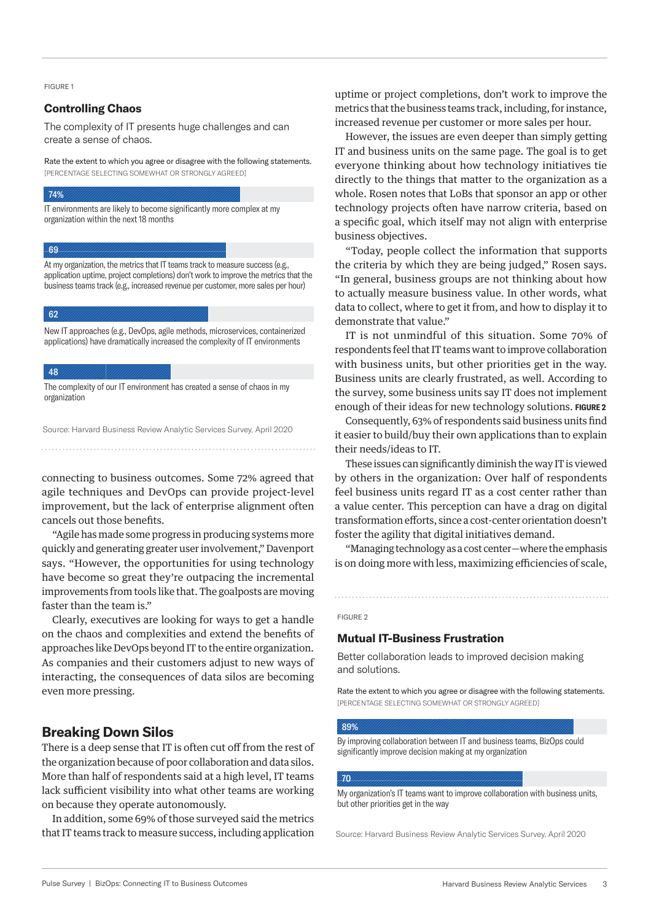FIGURE 1

### Controlling Chaos

The complexity of IT presents huge challenges and can create a sense of chaos.

Rate the extent to which you agree or disagree with the following statements.
[PERCENTAGE SELECTING SOMEWHAT OR STRONGLY AGREED]

**74%**
IT environments are likely to become significantly more complex at my organization within the next 18 months

**69**
At my organization, the metrics that IT teams track to measure success (e.g., application uptime, project completions) don't work to improve the metrics that the business teams track (e.g., increased revenue per customer, more sales per hour)

**62**
New IT approaches (e.g., DevOps, agile methods, microservices, containerized applications) have dramatically increased the complexity of IT environments

**48**
The complexity of our IT environment has created a sense of chaos in my organization

Source: Harvard Business Review Analytic Services Survey, April 2020

connecting to business outcomes. Some 72% agreed that agile techniques and DevOps can provide project-level improvement, but the lack of enterprise alignment often cancels out those benefits.

"Agile has made some progress in producing systems more quickly and generating greater user involvement," Davenport says. "However, the opportunities for using technology have become so great they're outpacing the incremental improvements from tools like that. The goalposts are moving faster than the team is."

Clearly, executives are looking for ways to get a handle on the chaos and complexities and extend the benefits of approaches like DevOps beyond IT to the entire organization. As companies and their customers adjust to new ways of interacting, the consequences of data silos are becoming even more pressing.

## Breaking Down Silos

There is a deep sense that IT is often cut off from the rest of the organization because of poor collaboration and data silos. More than half of respondents said at a high level, IT teams lack sufficient visibility into what other teams are working on because they operate autonomously.

In addition, some 69% of those surveyed said the metrics that IT teams track to measure success, including application uptime or project completions, don't work to improve the metrics that the business teams track, including, for instance, increased revenue per customer or more sales per hour.

However, the issues are even deeper than simply getting IT and business units on the same page. The goal is to get everyone thinking about how technology initiatives tie directly to the things that matter to the organization as a whole. Rosen notes that LoBs that sponsor an app or other technology projects often have narrow criteria, based on a specific goal, which itself may not align with enterprise business objectives.

"Today, people collect the information that supports the criteria by which they are being judged," Rosen says. "In general, business groups are not thinking about how to actually measure business value. In other words, what data to collect, where to get it from, and how to display it to demonstrate that value."

IT is not unmindful of this situation. Some 70% of respondents feel that IT teams want to improve collaboration with business units, but other priorities get in the way. Business units are clearly frustrated, as well. According to the survey, some business units say IT does not implement enough of their ideas for new technology solutions. **FIGURE 2**

Consequently, 63% of respondents said business units find it easier to build/buy their own applications than to explain their needs/ideas to IT.

These issues can significantly diminish the way IT is viewed by others in the organization: Over half of respondents feel business units regard IT as a cost center rather than a value center. This perception can have a drag on digital transformation efforts, since a cost-center orientation doesn't foster the agility that digital initiatives demand.

"Managing technology as a cost center—where the emphasis is on doing more with less, maximizing efficiencies of scale,

FIGURE 2

### Mutual IT-Business Frustration

Better collaboration leads to improved decision making and solutions.

Rate the extent to which you agree or disagree with the following statements.
[PERCENTAGE SELECTING SOMEWHAT OR STRONGLY AGREED]

**89%**
By improving collaboration between IT and business teams, BizOps could significantly improve decision making at my organization

**70**
My organization's IT teams want to improve collaboration with business units, but other priorities get in the way

Source: Harvard Business Review Analytic Services Survey, April 2020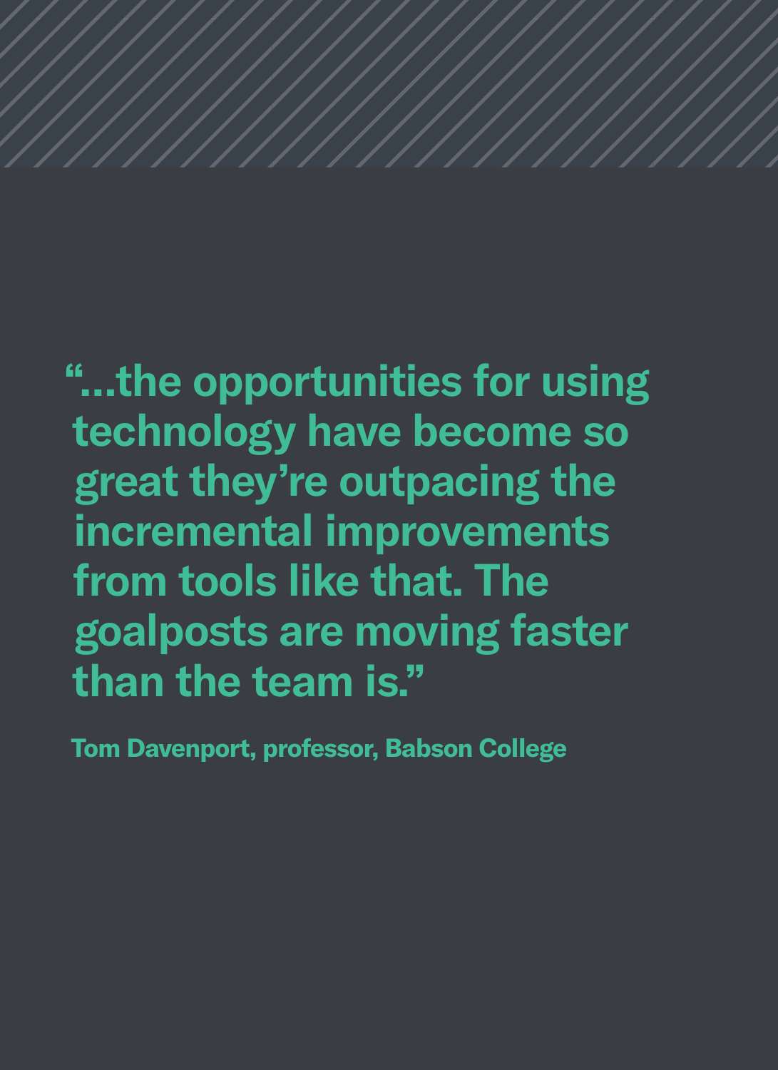**“...the opportunities for using technology have become so great they’re outpacing the incremental improvements from tools like that. The goalposts are moving faster than the team is.”**

**Tom Davenport, professor, Babson College**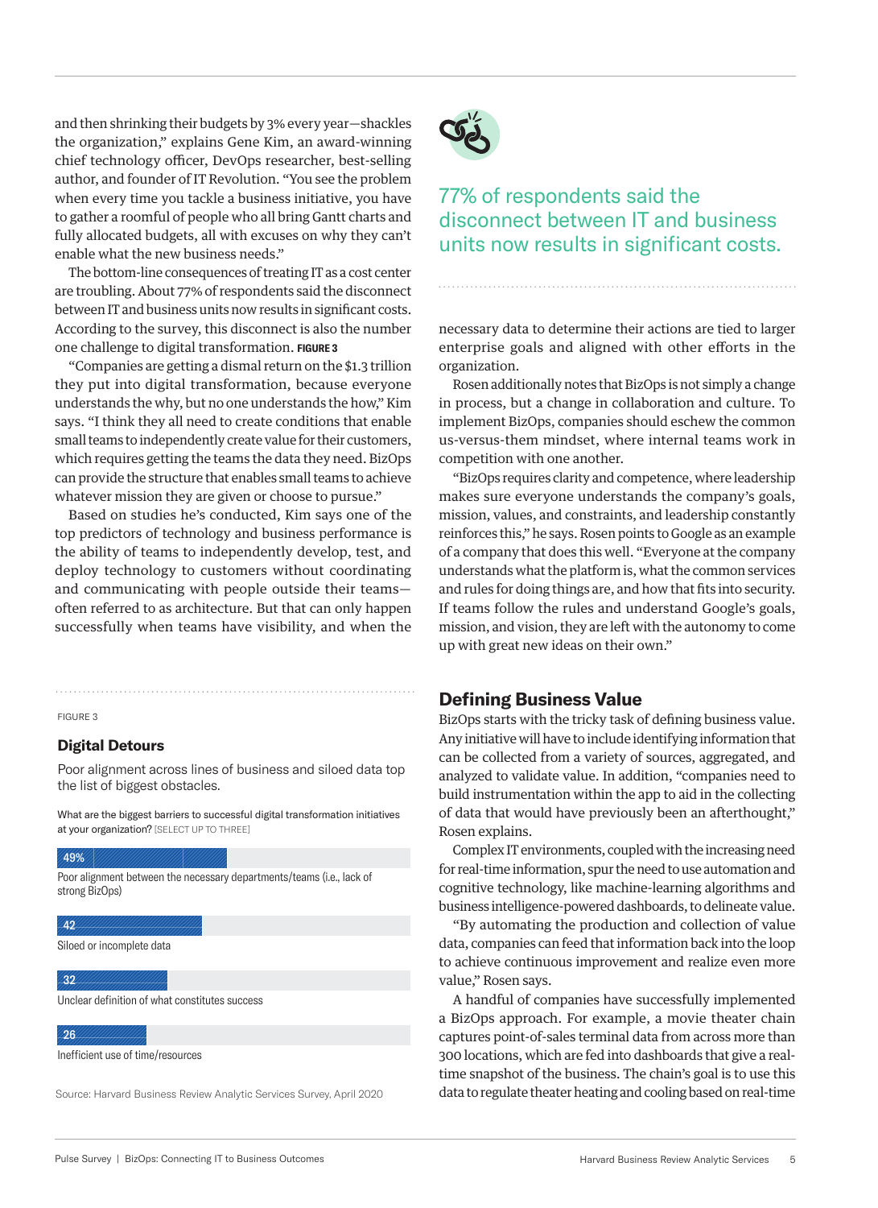and then shrinking their budgets by 3% every year—shackles the organization," explains Gene Kim, an award-winning chief technology officer, DevOps researcher, best-selling author, and founder of IT Revolution. "You see the problem when every time you tackle a business initiative, you have to gather a roomful of people who all bring Gantt charts and fully allocated budgets, all with excuses on why they can't enable what the new business needs."

The bottom-line consequences of treating IT as a cost center are troubling. About 77% of respondents said the disconnect between IT and business units now results in significant costs. According to the survey, this disconnect is also the number one challenge to digital transformation. **FIGURE 3**

"Companies are getting a dismal return on the $1.3 trillion they put into digital transformation, because everyone understands the why, but no one understands the how," Kim says. "I think they all need to create conditions that enable small teams to independently create value for their customers, which requires getting the teams the data they need. BizOps can provide the structure that enables small teams to achieve whatever mission they are given or choose to pursue."

Based on studies he's conducted, Kim says one of the top predictors of technology and business performance is the ability of teams to independently develop, test, and deploy technology to customers without coordinating and communicating with people outside their teams—often referred to as architecture. But that can only happen successfully when teams have visibility, and when the necessary data to determine their actions are tied to larger enterprise goals and aligned with other efforts in the organization.

> 77% of respondents said the disconnect between IT and business units now results in significant costs.

Rosen additionally notes that BizOps is not simply a change in process, but a change in collaboration and culture. To implement BizOps, companies should eschew the common us-versus-them mindset, where internal teams work in competition with one another.

"BizOps requires clarity and competence, where leadership makes sure everyone understands the company's goals, mission, values, and constraints, and leadership constantly reinforces this," he says. Rosen points to Google as an example of a company that does this well. "Everyone at the company understands what the platform is, what the common services and rules for doing things are, and how that fits into security. If teams follow the rules and understand Google's goals, mission, and vision, they are left with the autonomy to come up with great new ideas on their own."

FIGURE 3

### Digital Detours

Poor alignment across lines of business and siloed data top the list of biggest obstacles.

What are the biggest barriers to successful digital transformation initiatives at your organization? [SELECT UP TO THREE]

| Barrier | % |
|---|---|
| Poor alignment between the necessary departments/teams (i.e., lack of strong BizOps) | 49% |
| Siloed or incomplete data | 42 |
| Unclear definition of what constitutes success | 32 |
| Inefficient use of time/resources | 26 |

Source: Harvard Business Review Analytic Services Survey, April 2020

## Defining Business Value

BizOps starts with the tricky task of defining business value. Any initiative will have to include identifying information that can be collected from a variety of sources, aggregated, and analyzed to validate value. In addition, "companies need to build instrumentation within the app to aid in the collecting of data that would have previously been an afterthought," Rosen explains.

Complex IT environments, coupled with the increasing need for real-time information, spur the need to use automation and cognitive technology, like machine-learning algorithms and business intelligence-powered dashboards, to delineate value.

"By automating the production and collection of value data, companies can feed that information back into the loop to achieve continuous improvement and realize even more value," Rosen says.

A handful of companies have successfully implemented a BizOps approach. For example, a movie theater chain captures point-of-sales terminal data from across more than 300 locations, which are fed into dashboards that give a real-time snapshot of the business. The chain's goal is to use this data to regulate theater heating and cooling based on real-time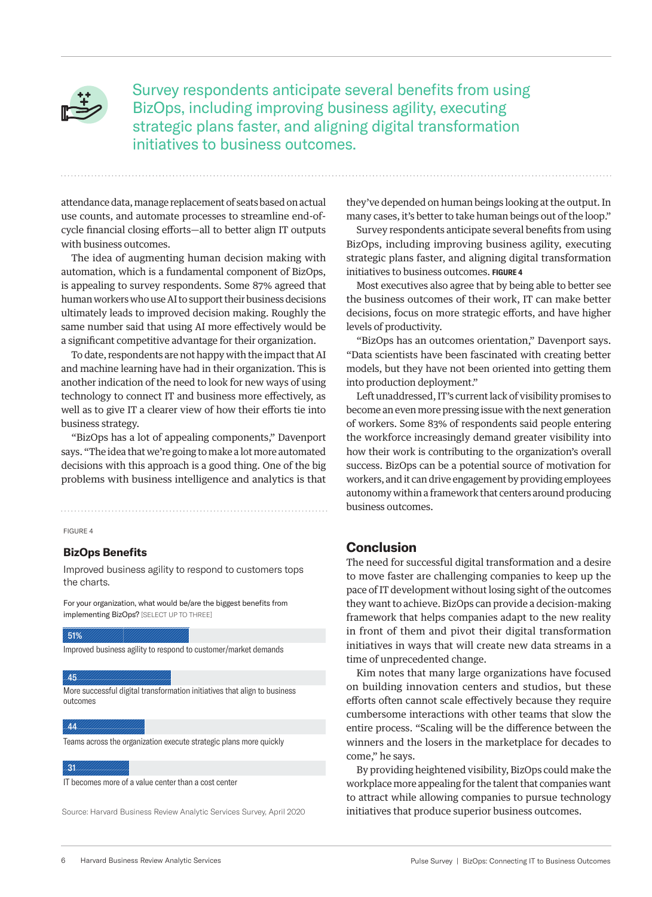Survey respondents anticipate several benefits from using BizOps, including improving business agility, executing strategic plans faster, and aligning digital transformation initiatives to business outcomes.

attendance data, manage replacement of seats based on actual use counts, and automate processes to streamline end-of-cycle financial closing efforts—all to better align IT outputs with business outcomes.

The idea of augmenting human decision making with automation, which is a fundamental component of BizOps, is appealing to survey respondents. Some 87% agreed that human workers who use AI to support their business decisions ultimately leads to improved decision making. Roughly the same number said that using AI more effectively would be a significant competitive advantage for their organization.

To date, respondents are not happy with the impact that AI and machine learning have had in their organization. This is another indication of the need to look for new ways of using technology to connect IT and business more effectively, as well as to give IT a clearer view of how their efforts tie into business strategy.

"BizOps has a lot of appealing components," Davenport says. "The idea that we're going to make a lot more automated decisions with this approach is a good thing. One of the big problems with business intelligence and analytics is that they've depended on human beings looking at the output. In many cases, it's better to take human beings out of the loop."

Survey respondents anticipate several benefits from using BizOps, including improving business agility, executing strategic plans faster, and aligning digital transformation initiatives to business outcomes. **FIGURE 4**

Most executives also agree that by being able to better see the business outcomes of their work, IT can make better decisions, focus on more strategic efforts, and have higher levels of productivity.

"BizOps has an outcomes orientation," Davenport says. "Data scientists have been fascinated with creating better models, but they have not been oriented into getting them into production deployment."

Left unaddressed, IT's current lack of visibility promises to become an even more pressing issue with the next generation of workers. Some 83% of respondents said people entering the workforce increasingly demand greater visibility into how their work is contributing to the organization's overall success. BizOps can be a potential source of motivation for workers, and it can drive engagement by providing employees autonomy within a framework that centers around producing business outcomes.

FIGURE 4

### BizOps Benefits

Improved business agility to respond to customers tops the charts.

For your organization, what would be/are the biggest benefits from implementing BizOps? [SELECT UP TO THREE]

| % | Benefit |
|---|---|
| 51% | Improved business agility to respond to customer/market demands |
| 45 | More successful digital transformation initiatives that align to business outcomes |
| 44 | Teams across the organization execute strategic plans more quickly |
| 31 | IT becomes more of a value center than a cost center |

Source: Harvard Business Review Analytic Services Survey, April 2020

## Conclusion

The need for successful digital transformation and a desire to move faster are challenging companies to keep up the pace of IT development without losing sight of the outcomes they want to achieve. BizOps can provide a decision-making framework that helps companies adapt to the new reality in front of them and pivot their digital transformation initiatives in ways that will create new data streams in a time of unprecedented change.

Kim notes that many large organizations have focused on building innovation centers and studios, but these efforts often cannot scale effectively because they require cumbersome interactions with other teams that slow the entire process. "Scaling will be the difference between the winners and the losers in the marketplace for decades to come," he says.

By providing heightened visibility, BizOps could make the workplace more appealing for the talent that companies want to attract while allowing companies to pursue technology initiatives that produce superior business outcomes.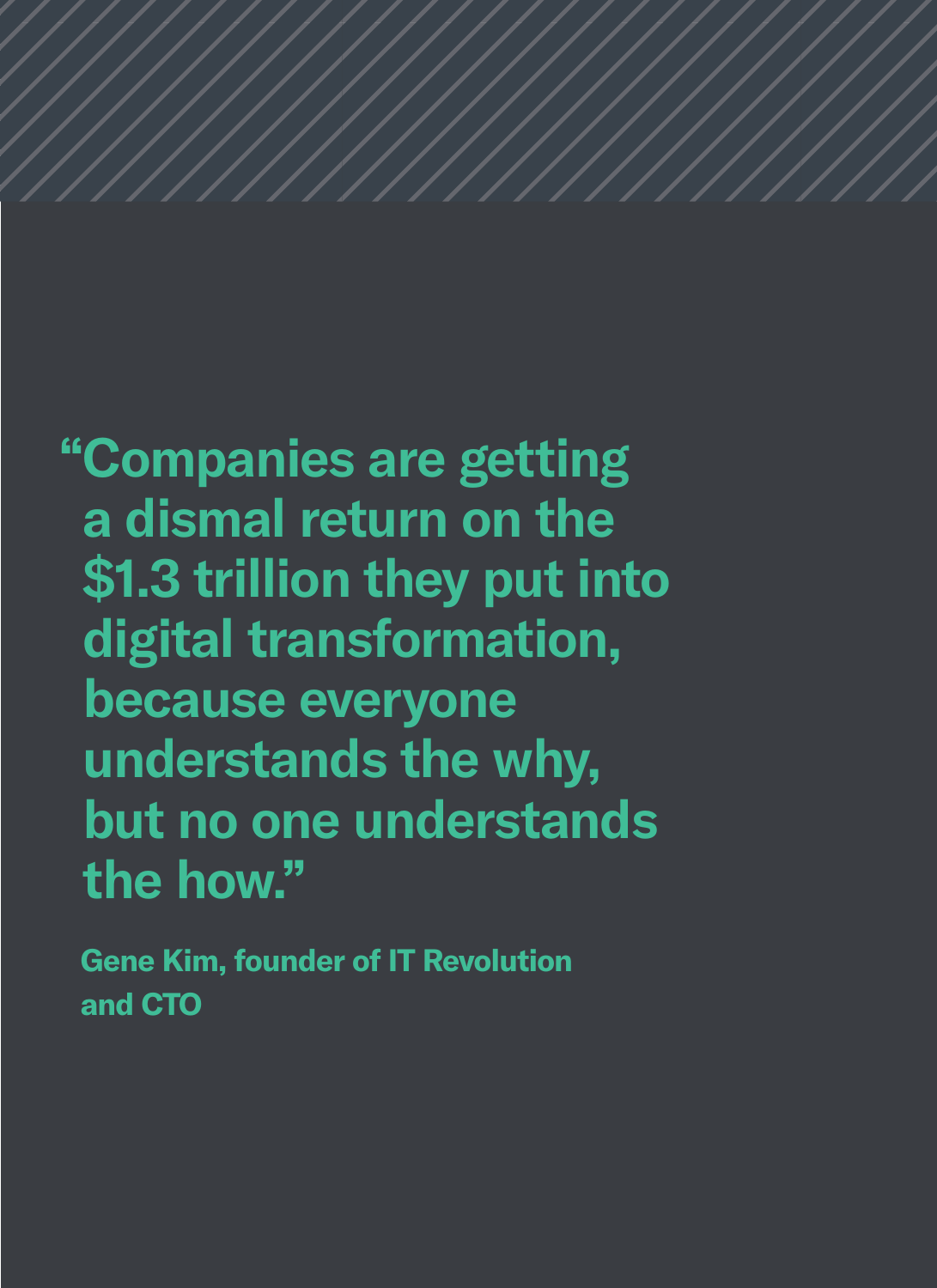> **"Companies are getting a dismal return on the $1.3 trillion they put into digital transformation, because everyone understands the why, but no one understands the how."**

**Gene Kim, founder of IT Revolution and CTO**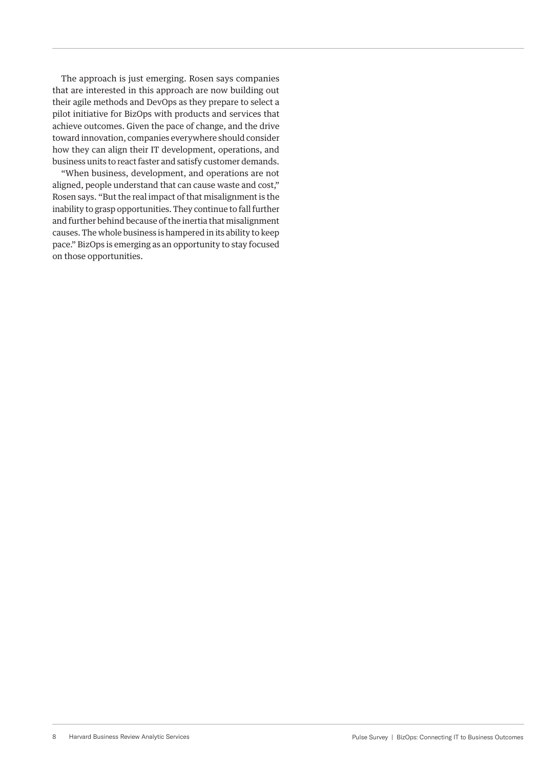The approach is just emerging. Rosen says companies that are interested in this approach are now building out their agile methods and DevOps as they prepare to select a pilot initiative for BizOps with products and services that achieve outcomes. Given the pace of change, and the drive toward innovation, companies everywhere should consider how they can align their IT development, operations, and business units to react faster and satisfy customer demands.

"When business, development, and operations are not aligned, people understand that can cause waste and cost," Rosen says. "But the real impact of that misalignment is the inability to grasp opportunities. They continue to fall further and further behind because of the inertia that misalignment causes. The whole business is hampered in its ability to keep pace." BizOps is emerging as an opportunity to stay focused on those opportunities.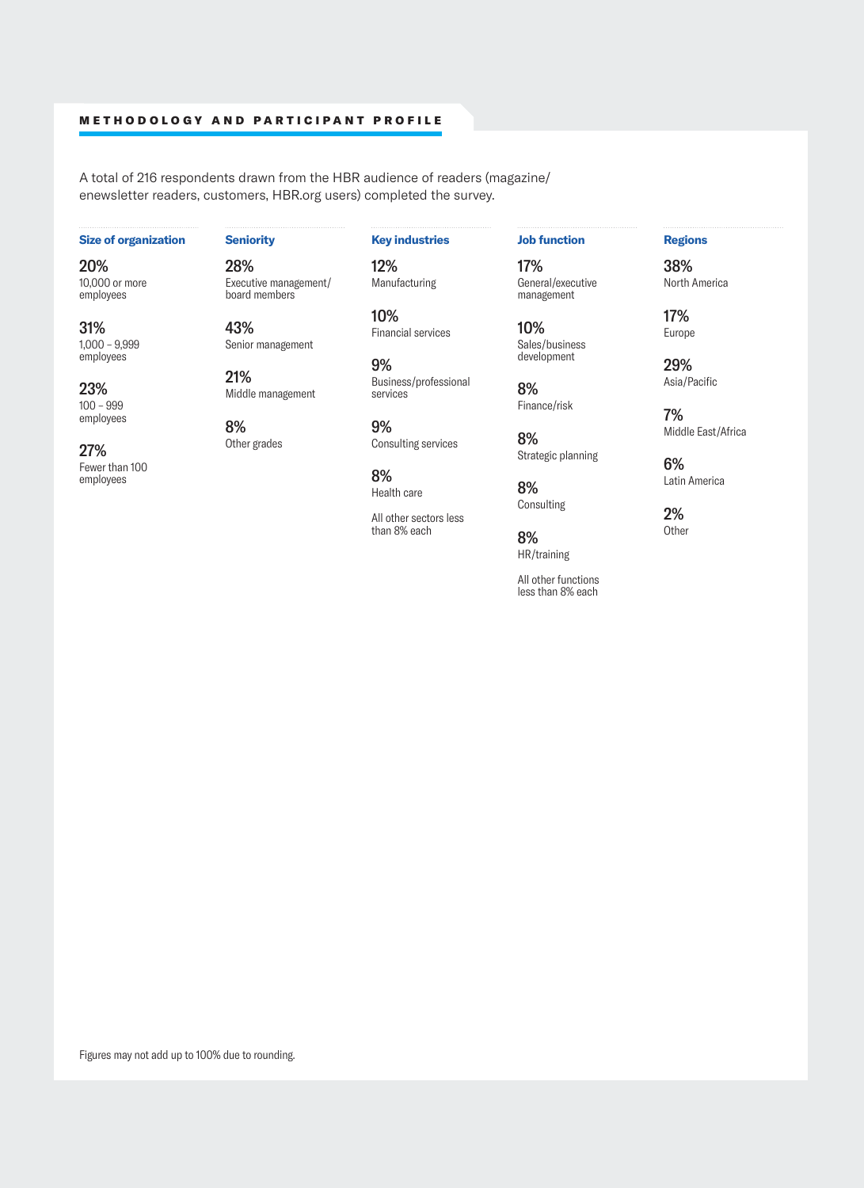## METHODOLOGY AND PARTICIPANT PROFILE

A total of 216 respondents drawn from the HBR audience of readers (magazine/enewsletter readers, customers, HBR.org users) completed the survey.

### Size of organization

**20%**
10,000 or more employees

**31%**
1,000 – 9,999 employees

**23%**
100 – 999 employees

**27%**
Fewer than 100 employees

### Seniority

**28%**
Executive management/board members

**43%**
Senior management

**21%**
Middle management

**8%**
Other grades

### Key industries

**12%**
Manufacturing

**10%**
Financial services

**9%**
Business/professional services

**9%**
Consulting services

**8%**
Health care

All other sectors less than 8% each

### Job function

**17%**
General/executive management

**10%**
Sales/business development

**8%**
Finance/risk

**8%**
Strategic planning

**8%**
Consulting

**8%**
HR/training

All other functions less than 8% each

### Regions

**38%**
North America

**17%**
Europe

**29%**
Asia/Pacific

**7%**
Middle East/Africa

**6%**
Latin America

**2%**
Other

Figures may not add up to 100% due to rounding.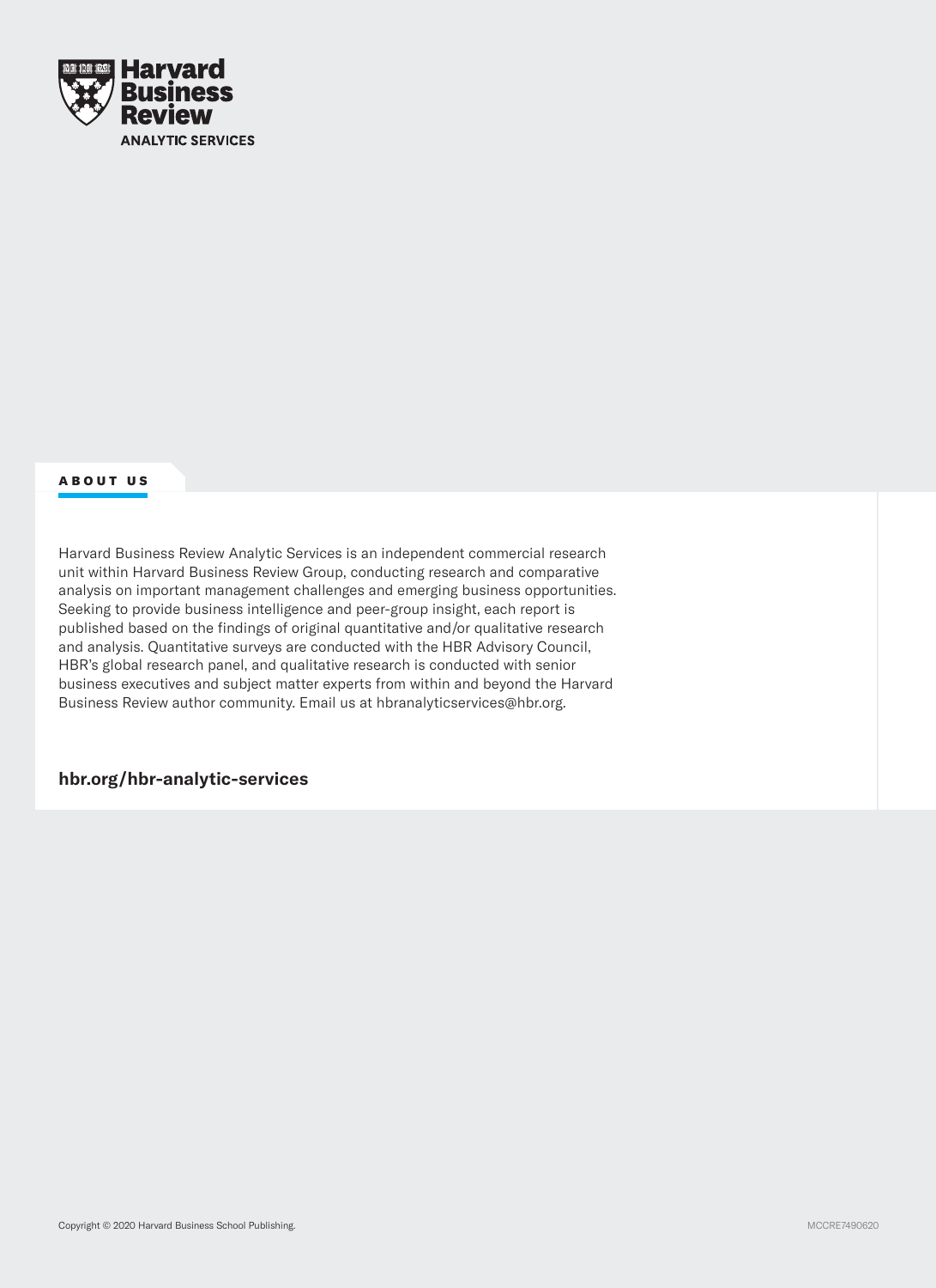Harvard Business Review

ANALYTIC SERVICES

## ABOUT US

Harvard Business Review Analytic Services is an independent commercial research unit within Harvard Business Review Group, conducting research and comparative analysis on important management challenges and emerging business opportunities. Seeking to provide business intelligence and peer-group insight, each report is published based on the findings of original quantitative and/or qualitative research and analysis. Quantitative surveys are conducted with the HBR Advisory Council, HBR's global research panel, and qualitative research is conducted with senior business executives and subject matter experts from within and beyond the Harvard Business Review author community. Email us at hbranalyticservices@hbr.org.

**hbr.org/hbr-analytic-services**

Copyright © 2020 Harvard Business School Publishing.

MCCRE7490620